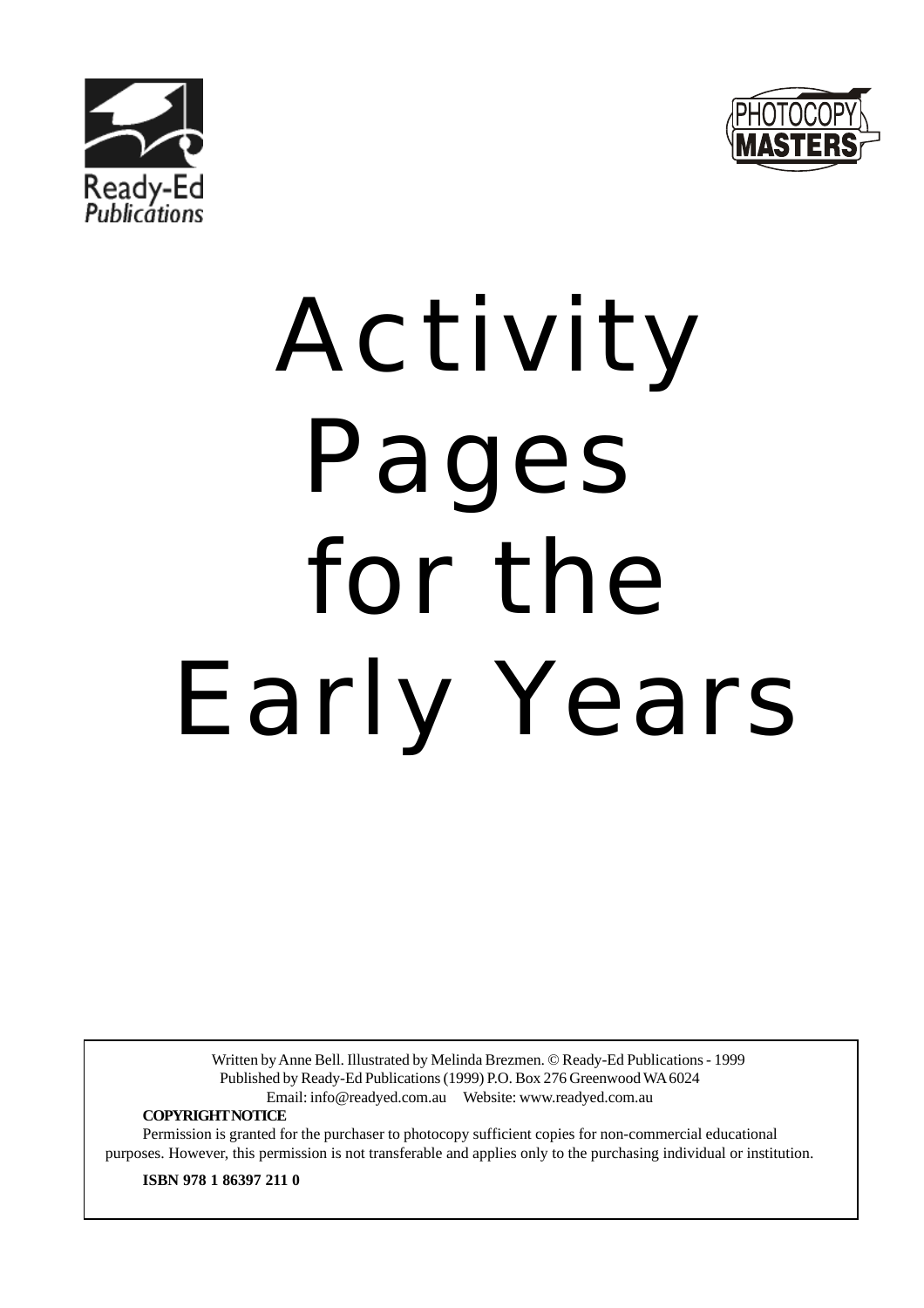Ready-Ed Publications

PHOTOCOPY MASTERS

# Activity Pages for the Early Years

Written by Anne Bell. Illustrated by Melinda Brezmen. © Ready-Ed Publications - 1999
Published by Ready-Ed Publications (1999) P.O. Box 276 Greenwood WA 6024
Email: info@readyed.com.au Website: www.readyed.com.au

**COPYRIGHT NOTICE**

Permission is granted for the purchaser to photocopy sufficient copies for non-commercial educational purposes. However, this permission is not transferable and applies only to the purchasing individual or institution.

**ISBN 978 1 86397 211 0**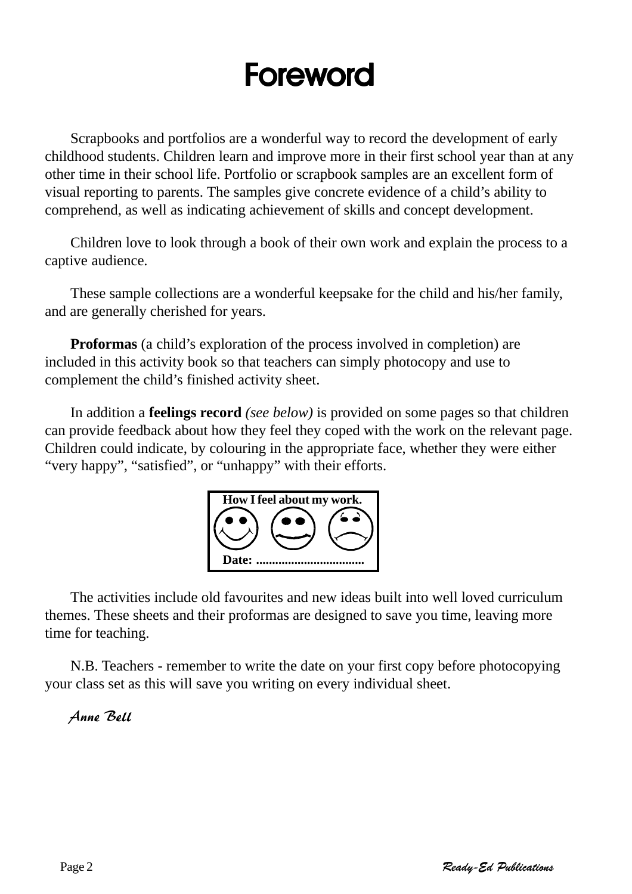# Foreword

Scrapbooks and portfolios are a wonderful way to record the development of early childhood students. Children learn and improve more in their first school year than at any other time in their school life. Portfolio or scrapbook samples are an excellent form of visual reporting to parents. The samples give concrete evidence of a child's ability to comprehend, as well as indicating achievement of skills and concept development.

Children love to look through a book of their own work and explain the process to a captive audience.

These sample collections are a wonderful keepsake for the child and his/her family, and are generally cherished for years.

**Proformas** (a child's exploration of the process involved in completion) are included in this activity book so that teachers can simply photocopy and use to complement the child's finished activity sheet.

In addition a **feelings record** *(see below)* is provided on some pages so that children can provide feedback about how they feel they coped with the work on the relevant page. Children could indicate, by colouring in the appropriate face, whether they were either "very happy", "satisfied", or "unhappy" with their efforts.

**How I feel about my work.**

**Date: .................................**

The activities include old favourites and new ideas built into well loved curriculum themes. These sheets and their proformas are designed to save you time, leaving more time for teaching.

N.B. Teachers - remember to write the date on your first copy before photocopying your class set as this will save you writing on every individual sheet.

*Anne Bell*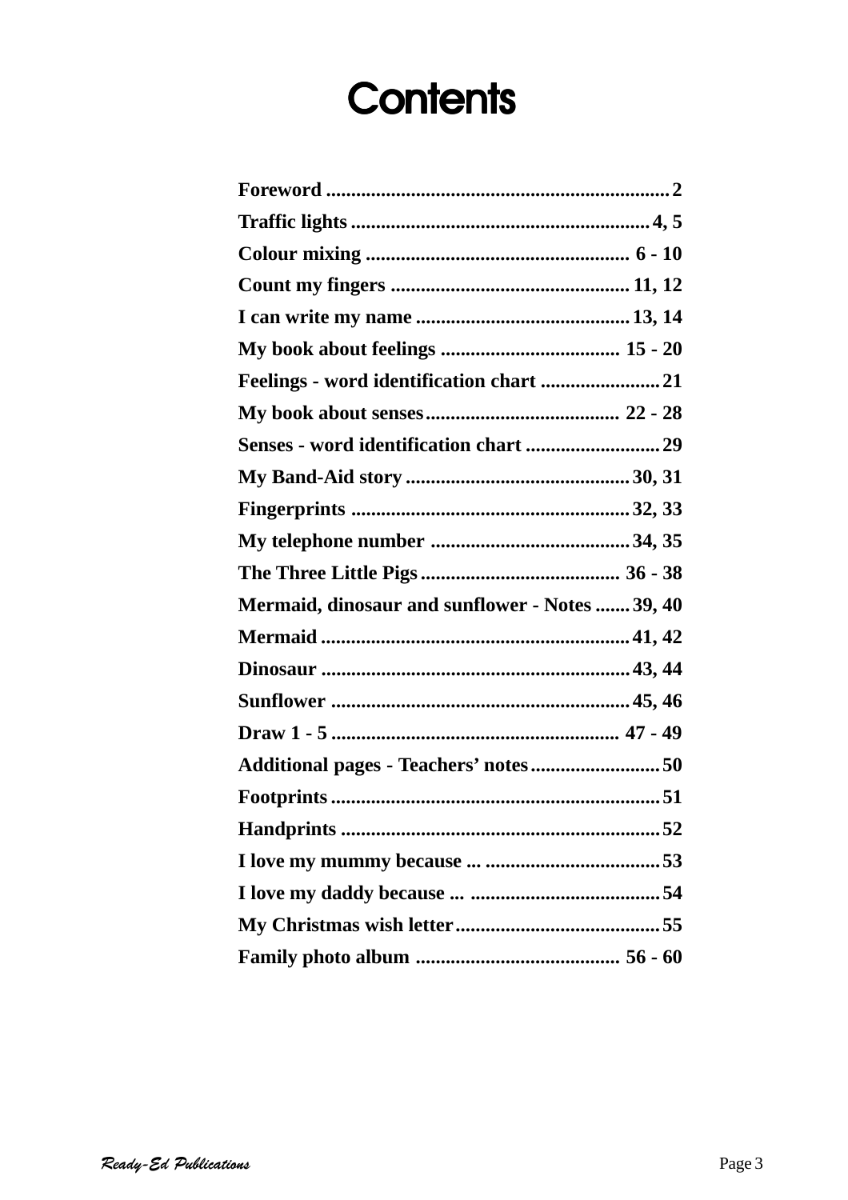# Contents

| | |
|---|---|
| **Foreword** | **2** |
| **Traffic lights** | **4, 5** |
| **Colour mixing** | **6 - 10** |
| **Count my fingers** | **11, 12** |
| **I can write my name** | **13, 14** |
| **My book about feelings** | **15 - 20** |
| **Feelings - word identification chart** | **21** |
| **My book about senses** | **22 - 28** |
| **Senses - word identification chart** | **29** |
| **My Band-Aid story** | **30, 31** |
| **Fingerprints** | **32, 33** |
| **My telephone number** | **34, 35** |
| **The Three Little Pigs** | **36 - 38** |
| **Mermaid, dinosaur and sunflower - Notes** | **39, 40** |
| **Mermaid** | **41, 42** |
| **Dinosaur** | **43, 44** |
| **Sunflower** | **45, 46** |
| **Draw 1 - 5** | **47 - 49** |
| **Additional pages - Teachers' notes** | **50** |
| **Footprints** | **51** |
| **Handprints** | **52** |
| **I love my mummy because ...** | **53** |
| **I love my daddy because ...** | **54** |
| **My Christmas wish letter** | **55** |
| **Family photo album** | **56 - 60** |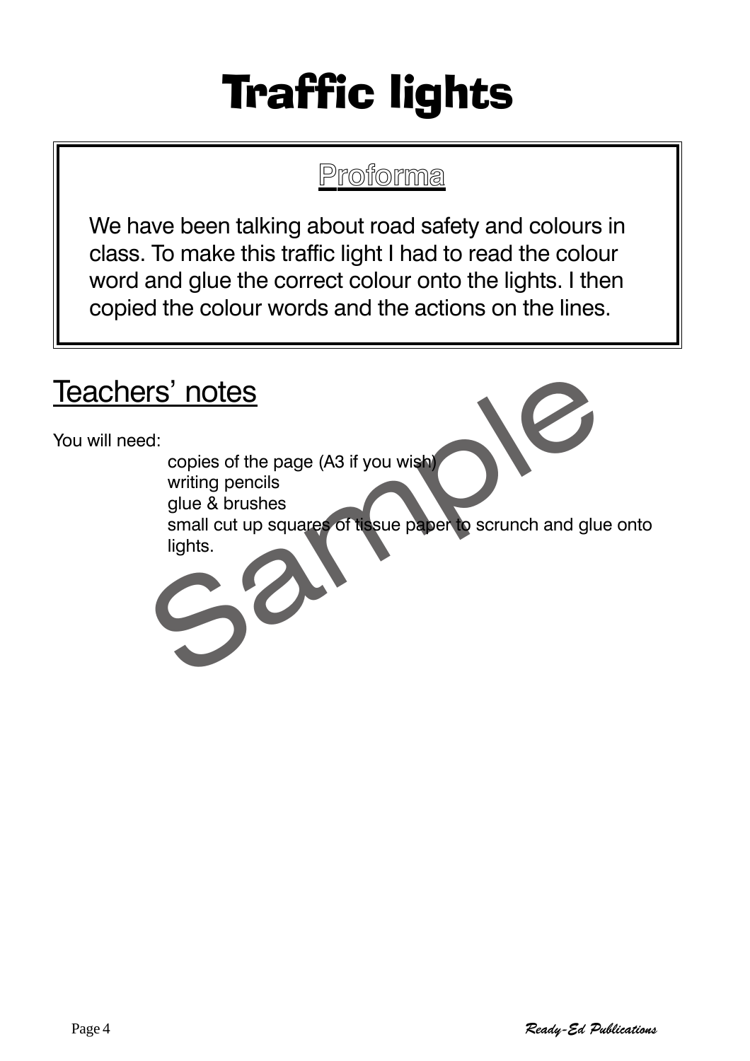# Traffic lights

## Proforma

We have been talking about road safety and colours in class. To make this traffic light I had to read the colour word and glue the correct colour onto the lights. I then copied the colour words and the actions on the lines.

## Teachers' notes

You will need:

- copies of the page (A3 if you wish)
- writing pencils
- glue & brushes
- small cut up squares of tissue paper to scrunch and glue onto lights.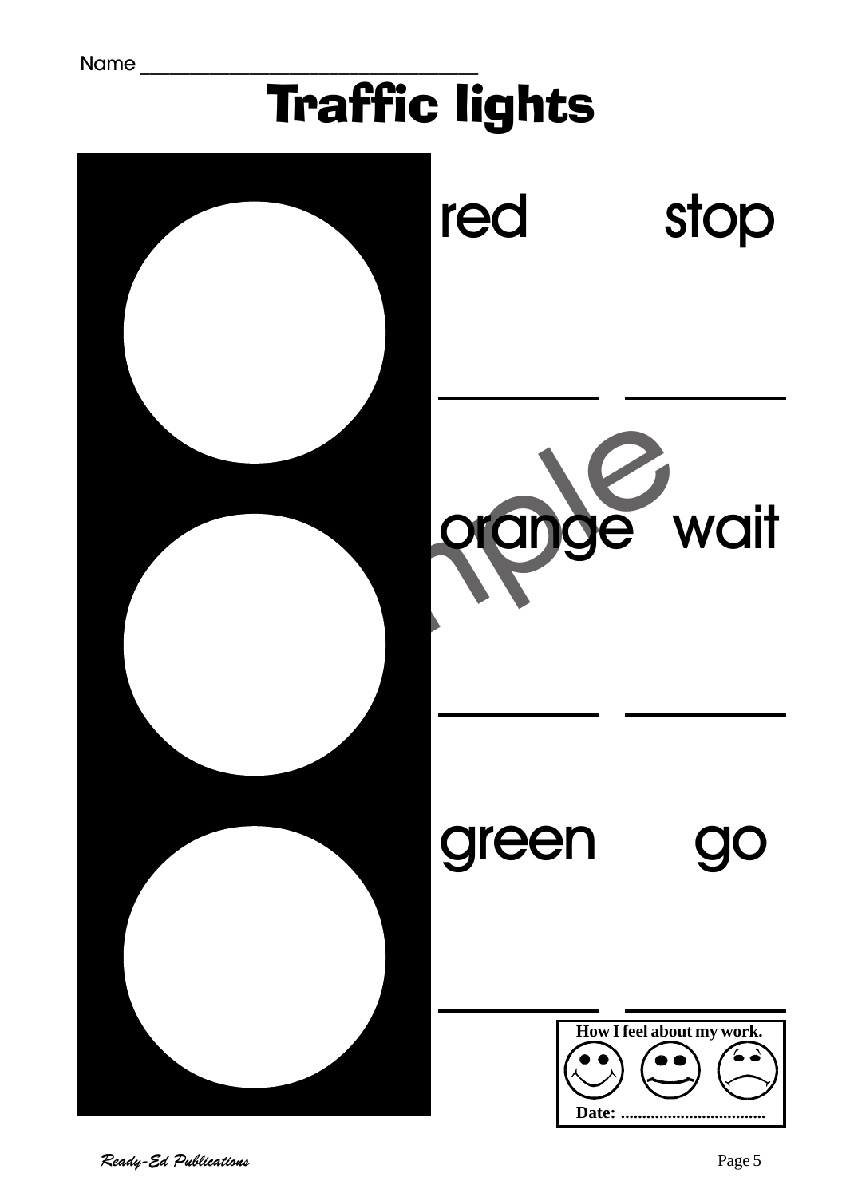Name ______________________________

# Traffic lights

red stop

________ ________

orange wait

________ ________

green go

________ ________

**How I feel about my work.**

Date: ...................................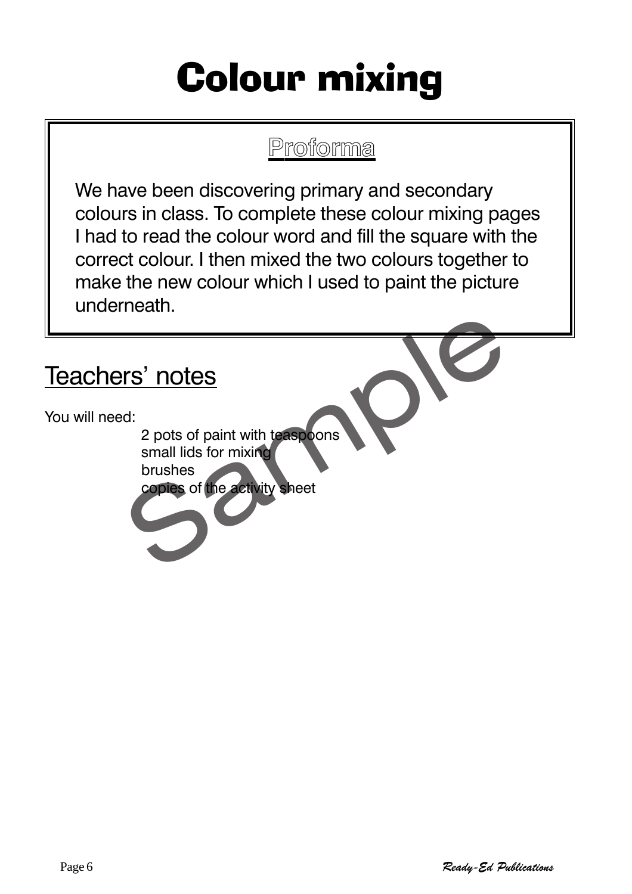# Colour mixing

## Proforma

We have been discovering primary and secondary colours in class. To complete these colour mixing pages I had to read the colour word and fill the square with the correct colour. I then mixed the two colours together to make the new colour which I used to paint the picture underneath.

## Teachers' notes

You will need:

- 2 pots of paint with teaspoons
- small lids for mixing
- brushes
- copies of the activity sheet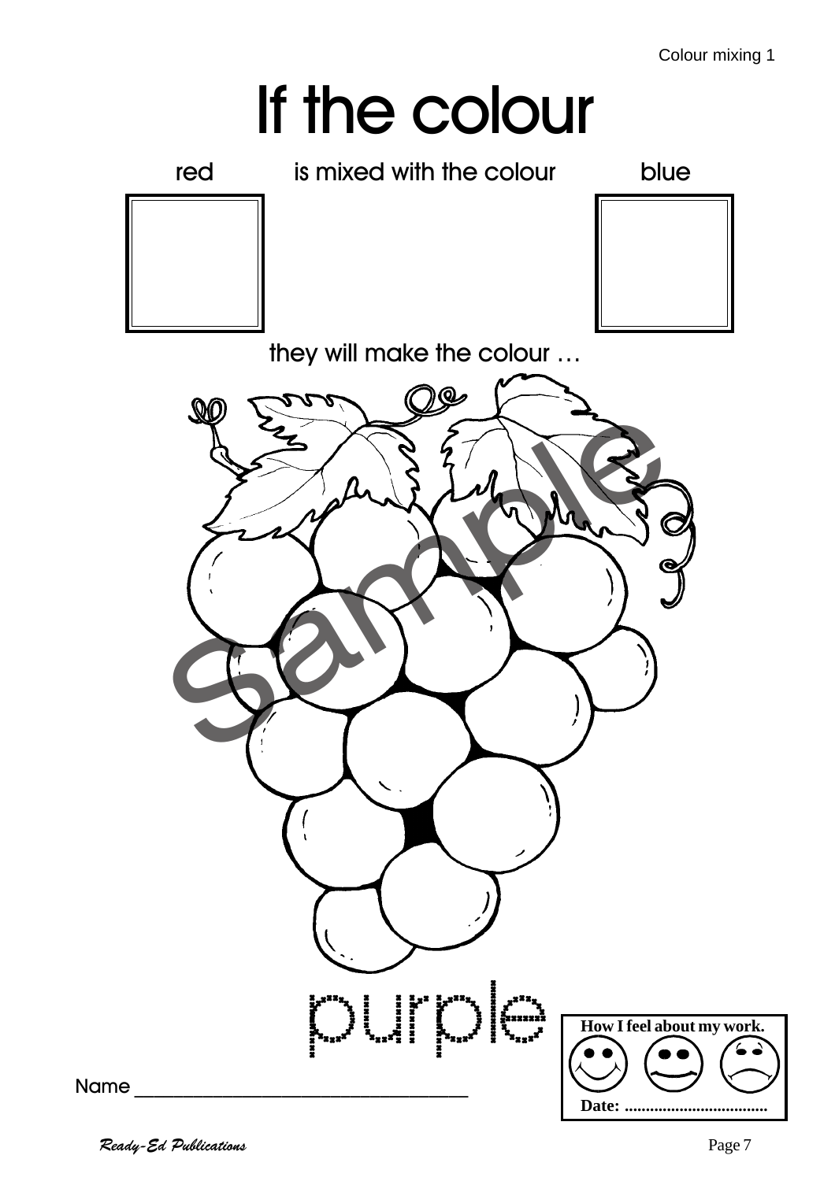# If the colour

red is mixed with the colour blue

they will make the colour …

purple

Name ___________________________________

| How I feel about my work. |
| --- |
| Date: .................................. |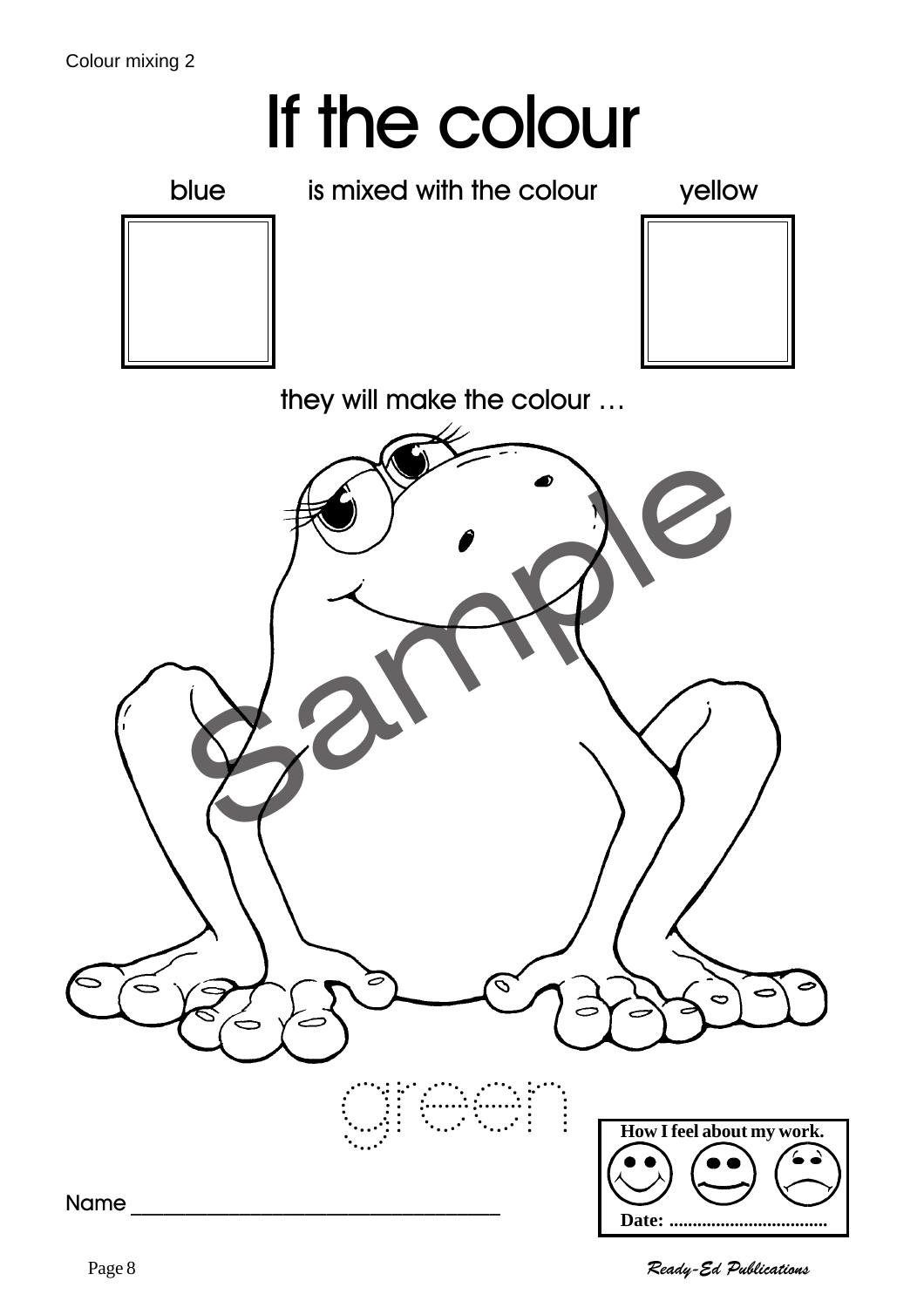Colour mixing 2

# If the colour

blue is mixed with the colour yellow

they will make the colour …

green

Name ______________________________

**How I feel about my work.**

**Date:** ..................................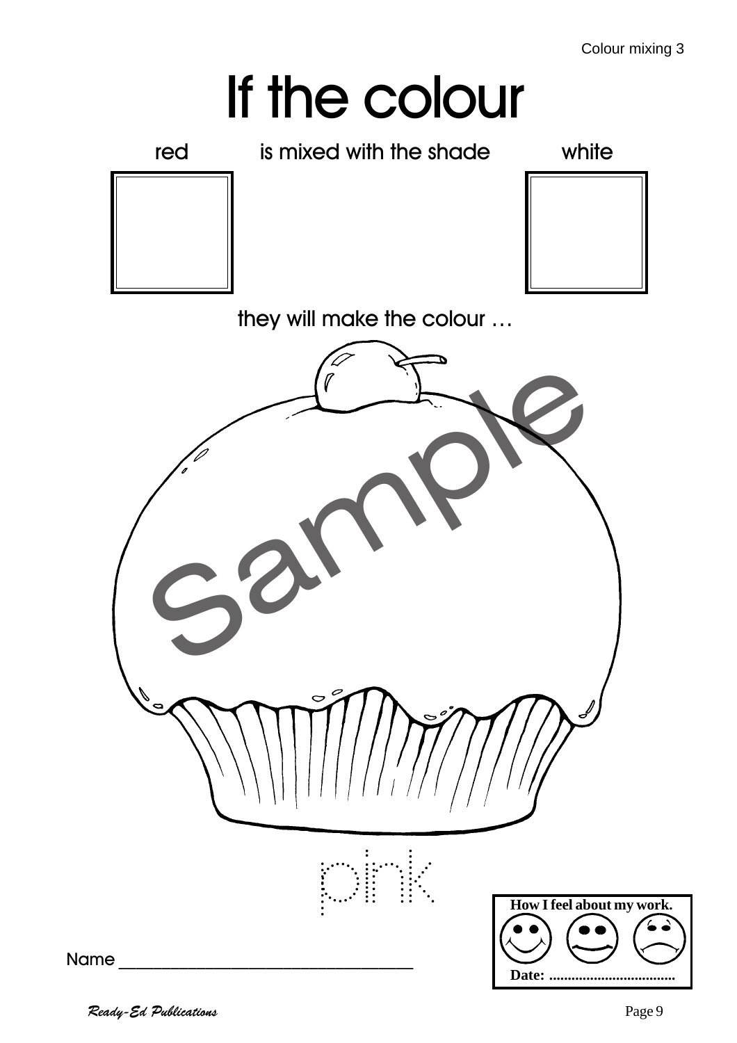# If the colour

red is mixed with the shade white

they will make the colour …

pink

Name ___________________________________

How I feel about my work.

Date: ..................................